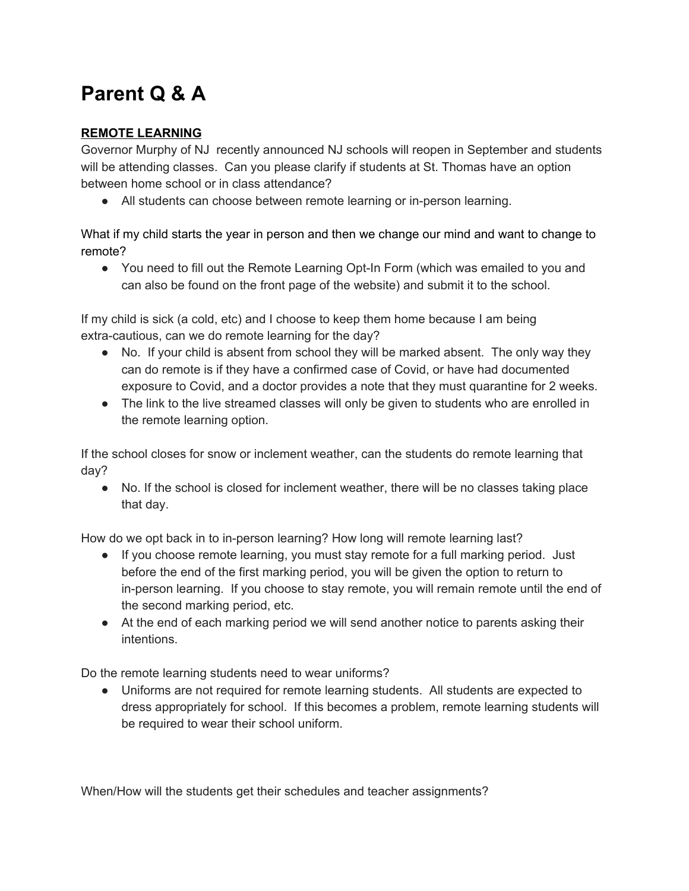# Parent Q & A

## REMOTE LEARNING

Governor Murphy of NJ recently announced NJ schools will reopen in September and students will be attending classes. Can you please clarify if students at St. Thomas have an option between home school or in class attendance?

- All students can choose between remote learning or in-person learning.

What if my child starts the year in person and then we change our mind and want to change to remote?

- You need to fill out the Remote Learning Opt-In Form (which was emailed to you and can also be found on the front page of the website) and submit it to the school.

If my child is sick (a cold, etc) and I choose to keep them home because I am being extra-cautious, can we do remote learning for the day?

- No. If your child is absent from school they will be marked absent. The only way they can do remote is if they have a confirmed case of Covid, or have had documented exposure to Covid, and a doctor provides a note that they must quarantine for 2 weeks.
- The link to the live streamed classes will only be given to students who are enrolled in the remote learning option.

If the school closes for snow or inclement weather, can the students do remote learning that day?

- No. If the school is closed for inclement weather, there will be no classes taking place that day.

How do we opt back in to in-person learning? How long will remote learning last?

- If you choose remote learning, you must stay remote for a full marking period. Just before the end of the first marking period, you will be given the option to return to in-person learning. If you choose to stay remote, you will remain remote until the end of the second marking period, etc.
- At the end of each marking period we will send another notice to parents asking their intentions.

Do the remote learning students need to wear uniforms?

- Uniforms are not required for remote learning students. All students are expected to dress appropriately for school. If this becomes a problem, remote learning students will be required to wear their school uniform.

When/How will the students get their schedules and teacher assignments?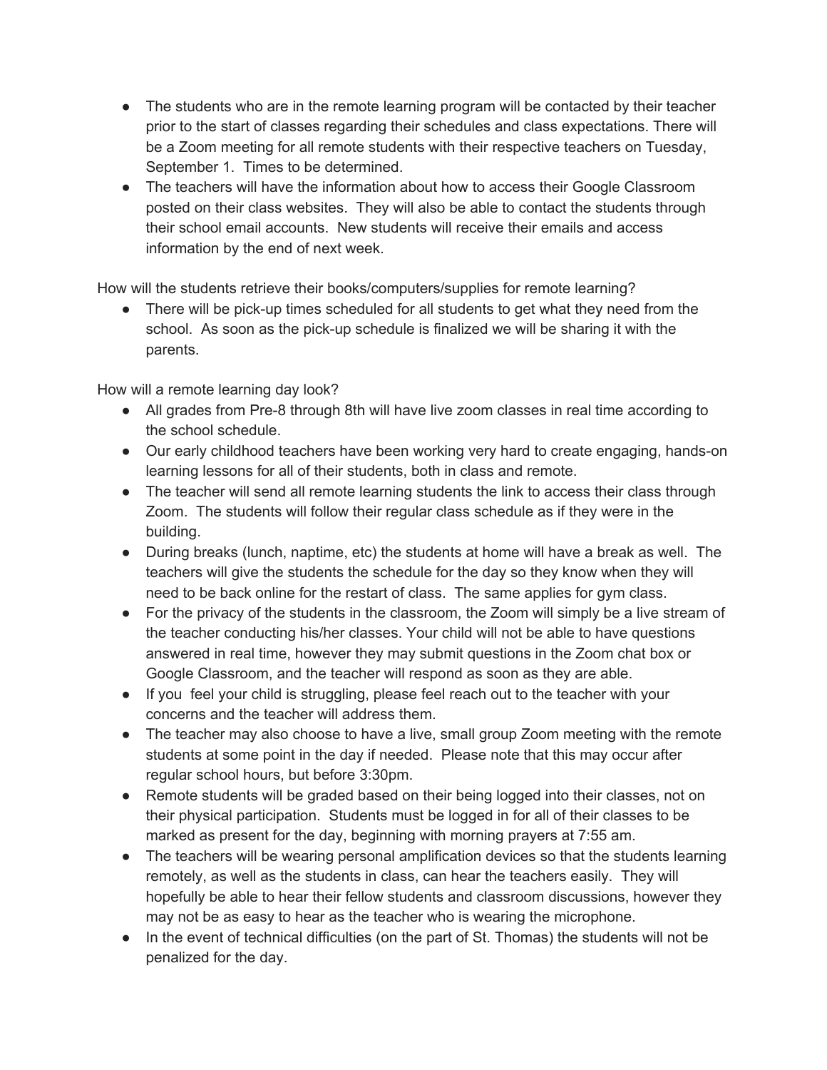- The students who are in the remote learning program will be contacted by their teacher prior to the start of classes regarding their schedules and class expectations. There will be a Zoom meeting for all remote students with their respective teachers on Tuesday, September 1. Times to be determined.
- The teachers will have the information about how to access their Google Classroom posted on their class websites. They will also be able to contact the students through their school email accounts. New students will receive their emails and access information by the end of next week.

How will the students retrieve their books/computers/supplies for remote learning?

- There will be pick-up times scheduled for all students to get what they need from the school. As soon as the pick-up schedule is finalized we will be sharing it with the parents.

How will a remote learning day look?

- All grades from Pre-8 through 8th will have live zoom classes in real time according to the school schedule.
- Our early childhood teachers have been working very hard to create engaging, hands-on learning lessons for all of their students, both in class and remote.
- The teacher will send all remote learning students the link to access their class through Zoom. The students will follow their regular class schedule as if they were in the building.
- During breaks (lunch, naptime, etc) the students at home will have a break as well. The teachers will give the students the schedule for the day so they know when they will need to be back online for the restart of class. The same applies for gym class.
- For the privacy of the students in the classroom, the Zoom will simply be a live stream of the teacher conducting his/her classes. Your child will not be able to have questions answered in real time, however they may submit questions in the Zoom chat box or Google Classroom, and the teacher will respond as soon as they are able.
- If you feel your child is struggling, please feel reach out to the teacher with your concerns and the teacher will address them.
- The teacher may also choose to have a live, small group Zoom meeting with the remote students at some point in the day if needed. Please note that this may occur after regular school hours, but before 3:30pm.
- Remote students will be graded based on their being logged into their classes, not on their physical participation. Students must be logged in for all of their classes to be marked as present for the day, beginning with morning prayers at 7:55 am.
- The teachers will be wearing personal amplification devices so that the students learning remotely, as well as the students in class, can hear the teachers easily. They will hopefully be able to hear their fellow students and classroom discussions, however they may not be as easy to hear as the teacher who is wearing the microphone.
- In the event of technical difficulties (on the part of St. Thomas) the students will not be penalized for the day.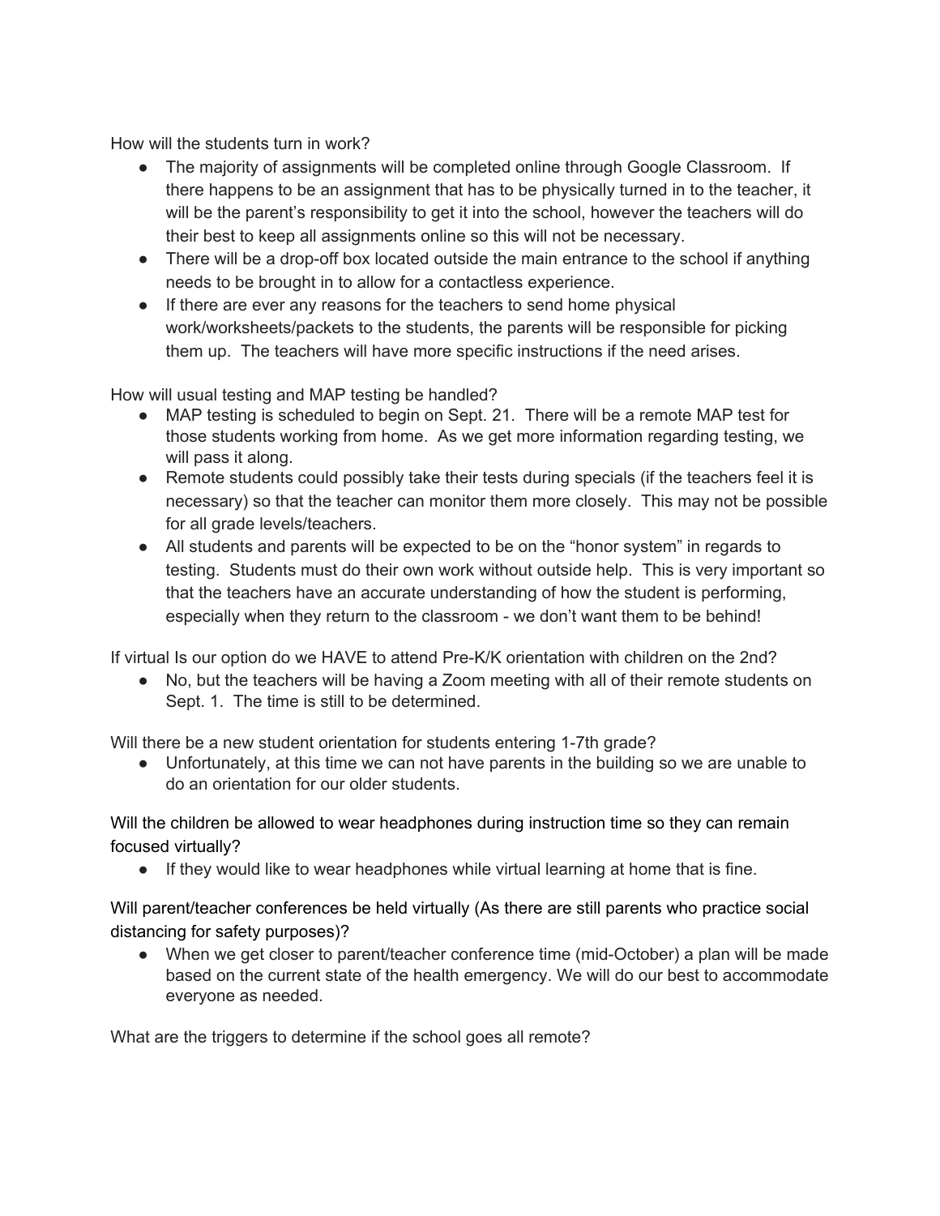How will the students turn in work?

- The majority of assignments will be completed online through Google Classroom. If there happens to be an assignment that has to be physically turned in to the teacher, it will be the parent's responsibility to get it into the school, however the teachers will do their best to keep all assignments online so this will not be necessary.
- There will be a drop-off box located outside the main entrance to the school if anything needs to be brought in to allow for a contactless experience.
- If there are ever any reasons for the teachers to send home physical work/worksheets/packets to the students, the parents will be responsible for picking them up. The teachers will have more specific instructions if the need arises.

How will usual testing and MAP testing be handled?

- MAP testing is scheduled to begin on Sept. 21. There will be a remote MAP test for those students working from home. As we get more information regarding testing, we will pass it along.
- Remote students could possibly take their tests during specials (if the teachers feel it is necessary) so that the teacher can monitor them more closely. This may not be possible for all grade levels/teachers.
- All students and parents will be expected to be on the "honor system" in regards to testing. Students must do their own work without outside help. This is very important so that the teachers have an accurate understanding of how the student is performing, especially when they return to the classroom - we don't want them to be behind!

If virtual Is our option do we HAVE to attend Pre-K/K orientation with children on the 2nd?

- No, but the teachers will be having a Zoom meeting with all of their remote students on Sept. 1. The time is still to be determined.

Will there be a new student orientation for students entering 1-7th grade?

- Unfortunately, at this time we can not have parents in the building so we are unable to do an orientation for our older students.

Will the children be allowed to wear headphones during instruction time so they can remain focused virtually?

- If they would like to wear headphones while virtual learning at home that is fine.

Will parent/teacher conferences be held virtually (As there are still parents who practice social distancing for safety purposes)?

- When we get closer to parent/teacher conference time (mid-October) a plan will be made based on the current state of the health emergency. We will do our best to accommodate everyone as needed.

What are the triggers to determine if the school goes all remote?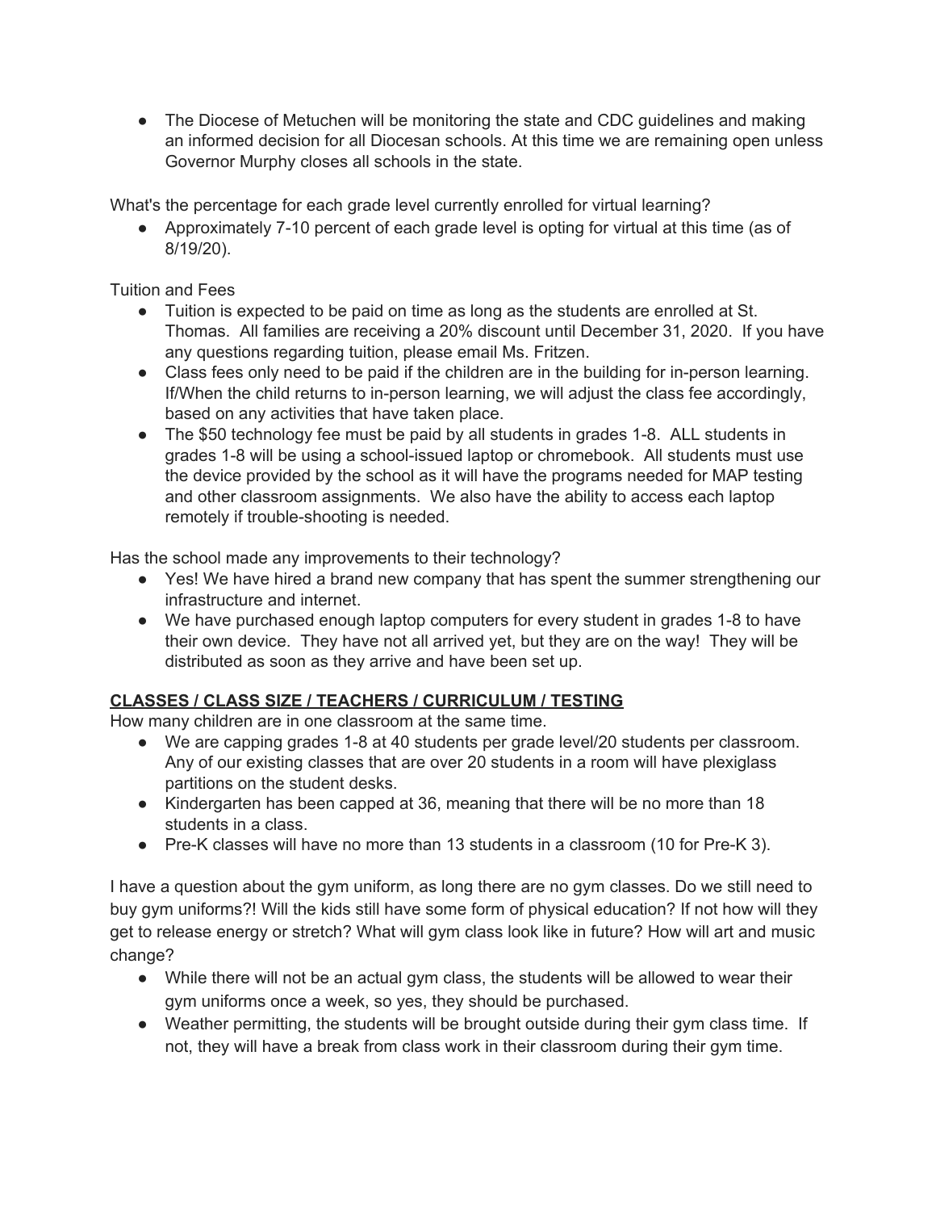- The Diocese of Metuchen will be monitoring the state and CDC guidelines and making an informed decision for all Diocesan schools. At this time we are remaining open unless Governor Murphy closes all schools in the state.

What's the percentage for each grade level currently enrolled for virtual learning?

- Approximately 7-10 percent of each grade level is opting for virtual at this time (as of 8/19/20).

Tuition and Fees

- Tuition is expected to be paid on time as long as the students are enrolled at St. Thomas. All families are receiving a 20% discount until December 31, 2020. If you have any questions regarding tuition, please email Ms. Fritzen.
- Class fees only need to be paid if the children are in the building for in-person learning. If/When the child returns to in-person learning, we will adjust the class fee accordingly, based on any activities that have taken place.
- The $50 technology fee must be paid by all students in grades 1-8. ALL students in grades 1-8 will be using a school-issued laptop or chromebook. All students must use the device provided by the school as it will have the programs needed for MAP testing and other classroom assignments. We also have the ability to access each laptop remotely if trouble-shooting is needed.

Has the school made any improvements to their technology?

- Yes! We have hired a brand new company that has spent the summer strengthening our infrastructure and internet.
- We have purchased enough laptop computers for every student in grades 1-8 to have their own device. They have not all arrived yet, but they are on the way! They will be distributed as soon as they arrive and have been set up.

**CLASSES / CLASS SIZE / TEACHERS / CURRICULUM / TESTING**

How many children are in one classroom at the same time.

- We are capping grades 1-8 at 40 students per grade level/20 students per classroom. Any of our existing classes that are over 20 students in a room will have plexiglass partitions on the student desks.
- Kindergarten has been capped at 36, meaning that there will be no more than 18 students in a class.
- Pre-K classes will have no more than 13 students in a classroom (10 for Pre-K 3).

I have a question about the gym uniform, as long there are no gym classes. Do we still need to buy gym uniforms?! Will the kids still have some form of physical education? If not how will they get to release energy or stretch? What will gym class look like in future? How will art and music change?

- While there will not be an actual gym class, the students will be allowed to wear their gym uniforms once a week, so yes, they should be purchased.
- Weather permitting, the students will be brought outside during their gym class time. If not, they will have a break from class work in their classroom during their gym time.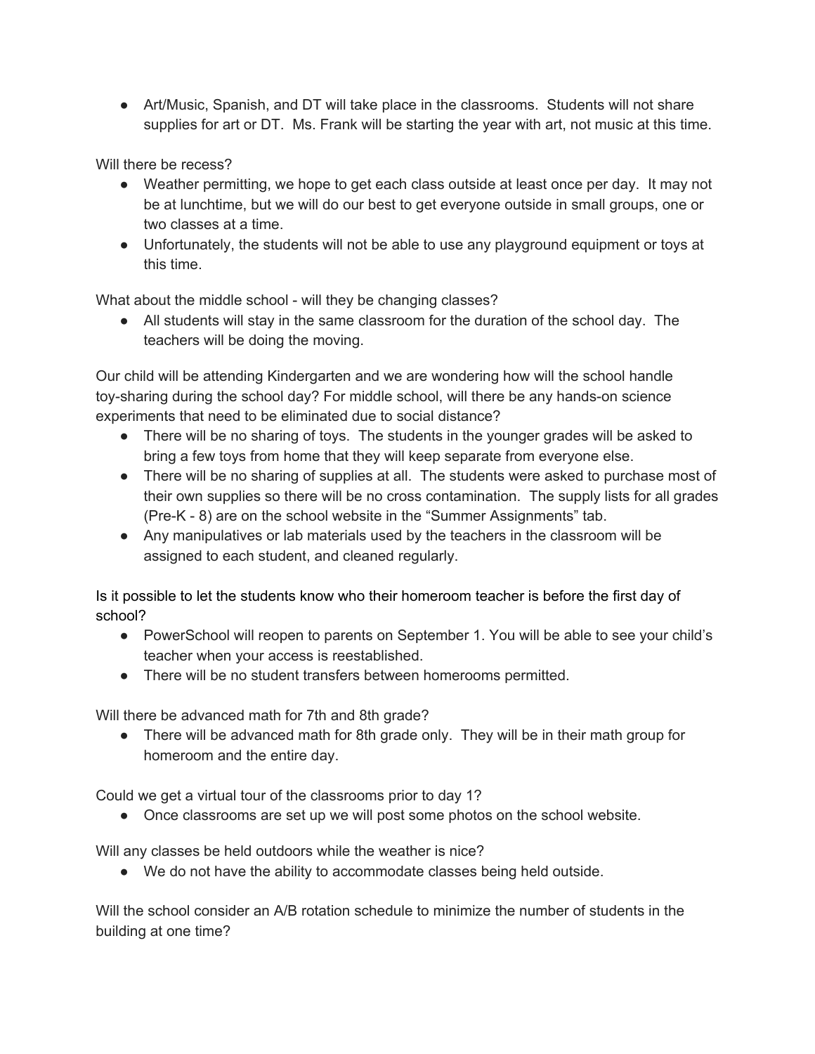- Art/Music, Spanish, and DT will take place in the classrooms. Students will not share supplies for art or DT. Ms. Frank will be starting the year with art, not music at this time.

Will there be recess?

- Weather permitting, we hope to get each class outside at least once per day. It may not be at lunchtime, but we will do our best to get everyone outside in small groups, one or two classes at a time.
- Unfortunately, the students will not be able to use any playground equipment or toys at this time.

What about the middle school - will they be changing classes?

- All students will stay in the same classroom for the duration of the school day. The teachers will be doing the moving.

Our child will be attending Kindergarten and we are wondering how will the school handle toy-sharing during the school day? For middle school, will there be any hands-on science experiments that need to be eliminated due to social distance?

- There will be no sharing of toys. The students in the younger grades will be asked to bring a few toys from home that they will keep separate from everyone else.
- There will be no sharing of supplies at all. The students were asked to purchase most of their own supplies so there will be no cross contamination. The supply lists for all grades (Pre-K - 8) are on the school website in the "Summer Assignments" tab.
- Any manipulatives or lab materials used by the teachers in the classroom will be assigned to each student, and cleaned regularly.

Is it possible to let the students know who their homeroom teacher is before the first day of school?

- PowerSchool will reopen to parents on September 1. You will be able to see your child's teacher when your access is reestablished.
- There will be no student transfers between homerooms permitted.

Will there be advanced math for 7th and 8th grade?

- There will be advanced math for 8th grade only. They will be in their math group for homeroom and the entire day.

Could we get a virtual tour of the classrooms prior to day 1?

- Once classrooms are set up we will post some photos on the school website.

Will any classes be held outdoors while the weather is nice?

- We do not have the ability to accommodate classes being held outside.

Will the school consider an A/B rotation schedule to minimize the number of students in the building at one time?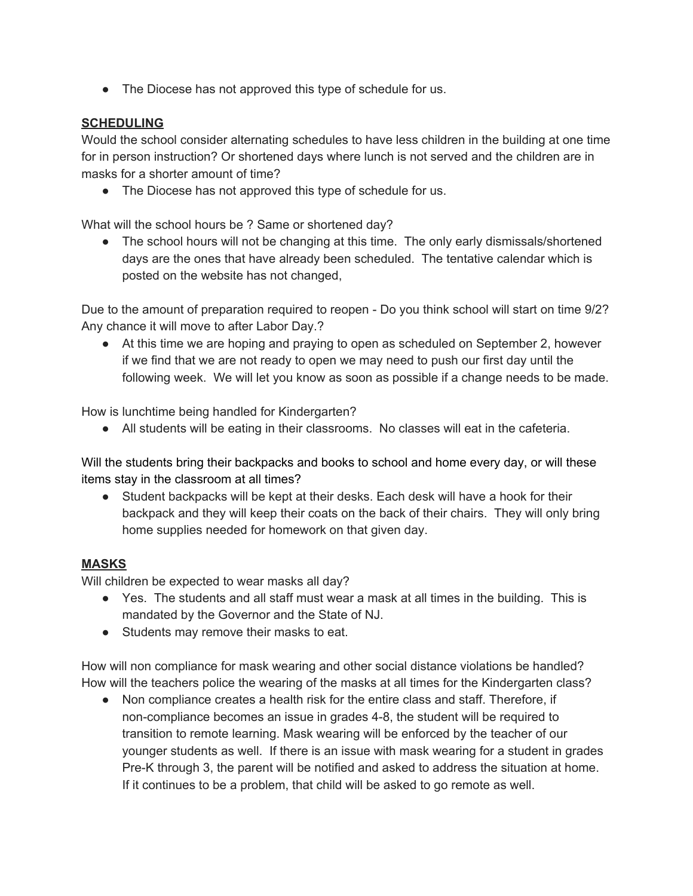- The Diocese has not approved this type of schedule for us.

**SCHEDULING**

Would the school consider alternating schedules to have less children in the building at one time for in person instruction? Or shortened days where lunch is not served and the children are in masks for a shorter amount of time?

- The Diocese has not approved this type of schedule for us.

What will the school hours be ? Same or shortened day?

- The school hours will not be changing at this time. The only early dismissals/shortened days are the ones that have already been scheduled. The tentative calendar which is posted on the website has not changed,

Due to the amount of preparation required to reopen - Do you think school will start on time 9/2? Any chance it will move to after Labor Day.?

- At this time we are hoping and praying to open as scheduled on September 2, however if we find that we are not ready to open we may need to push our first day until the following week. We will let you know as soon as possible if a change needs to be made.

How is lunchtime being handled for Kindergarten?

- All students will be eating in their classrooms. No classes will eat in the cafeteria.

Will the students bring their backpacks and books to school and home every day, or will these items stay in the classroom at all times?

- Student backpacks will be kept at their desks. Each desk will have a hook for their backpack and they will keep their coats on the back of their chairs. They will only bring home supplies needed for homework on that given day.

**MASKS**

Will children be expected to wear masks all day?

- Yes. The students and all staff must wear a mask at all times in the building. This is mandated by the Governor and the State of NJ.
- Students may remove their masks to eat.

How will non compliance for mask wearing and other social distance violations be handled? How will the teachers police the wearing of the masks at all times for the Kindergarten class?

- Non compliance creates a health risk for the entire class and staff. Therefore, if non-compliance becomes an issue in grades 4-8, the student will be required to transition to remote learning. Mask wearing will be enforced by the teacher of our younger students as well. If there is an issue with mask wearing for a student in grades Pre-K through 3, the parent will be notified and asked to address the situation at home. If it continues to be a problem, that child will be asked to go remote as well.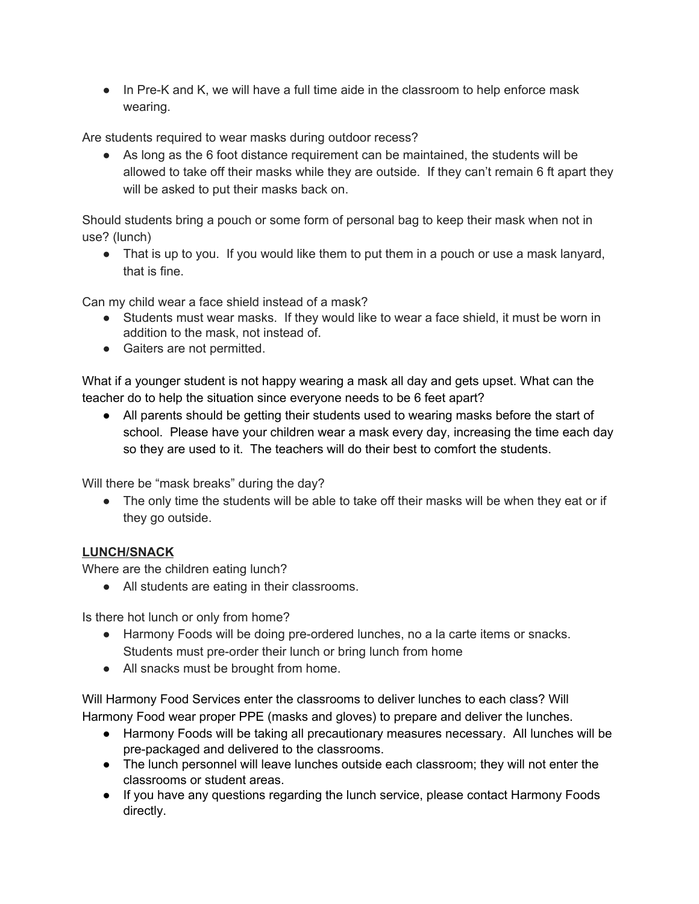- In Pre-K and K, we will have a full time aide in the classroom to help enforce mask wearing.

Are students required to wear masks during outdoor recess?

- As long as the 6 foot distance requirement can be maintained, the students will be allowed to take off their masks while they are outside. If they can't remain 6 ft apart they will be asked to put their masks back on.

Should students bring a pouch or some form of personal bag to keep their mask when not in use? (lunch)

- That is up to you. If you would like them to put them in a pouch or use a mask lanyard, that is fine.

Can my child wear a face shield instead of a mask?

- Students must wear masks. If they would like to wear a face shield, it must be worn in addition to the mask, not instead of.
- Gaiters are not permitted.

What if a younger student is not happy wearing a mask all day and gets upset. What can the teacher do to help the situation since everyone needs to be 6 feet apart?

- All parents should be getting their students used to wearing masks before the start of school. Please have your children wear a mask every day, increasing the time each day so they are used to it. The teachers will do their best to comfort the students.

Will there be "mask breaks" during the day?

- The only time the students will be able to take off their masks will be when they eat or if they go outside.

**LUNCH/SNACK**

Where are the children eating lunch?

- All students are eating in their classrooms.

Is there hot lunch or only from home?

- Harmony Foods will be doing pre-ordered lunches, no a la carte items or snacks. Students must pre-order their lunch or bring lunch from home
- All snacks must be brought from home.

Will Harmony Food Services enter the classrooms to deliver lunches to each class? Will Harmony Food wear proper PPE (masks and gloves) to prepare and deliver the lunches.

- Harmony Foods will be taking all precautionary measures necessary. All lunches will be pre-packaged and delivered to the classrooms.
- The lunch personnel will leave lunches outside each classroom; they will not enter the classrooms or student areas.
- If you have any questions regarding the lunch service, please contact Harmony Foods directly.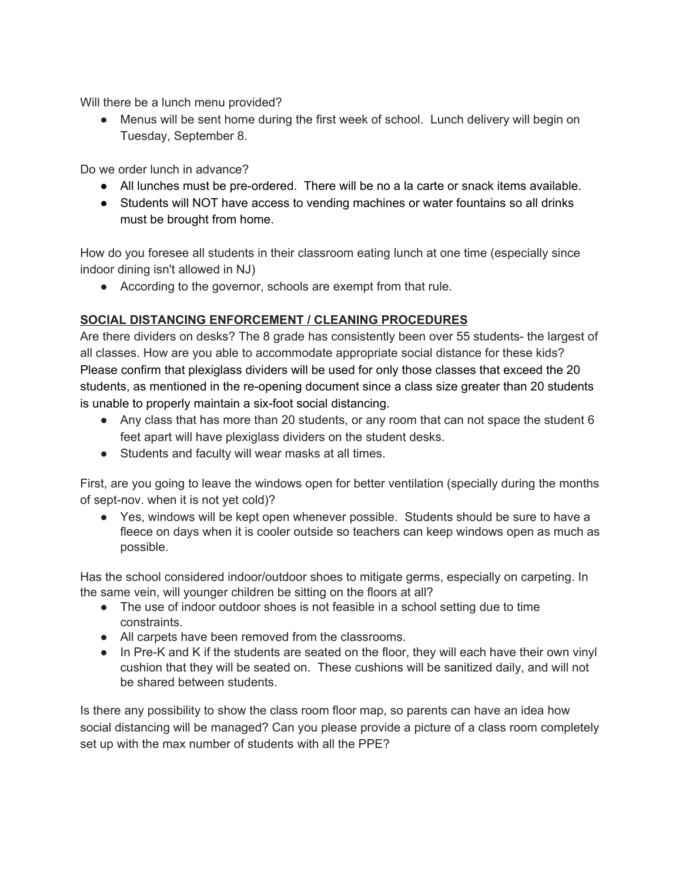Will there be a lunch menu provided?

- Menus will be sent home during the first week of school. Lunch delivery will begin on Tuesday, September 8.

Do we order lunch in advance?

- All lunches must be pre-ordered. There will be no a la carte or snack items available.
- Students will NOT have access to vending machines or water fountains so all drinks must be brought from home.

How do you foresee all students in their classroom eating lunch at one time (especially since indoor dining isn't allowed in NJ)

- According to the governor, schools are exempt from that rule.

## SOCIAL DISTANCING ENFORCEMENT / CLEANING PROCEDURES

Are there dividers on desks? The 8 grade has consistently been over 55 students- the largest of all classes. How are you able to accommodate appropriate social distance for these kids? Please confirm that plexiglass dividers will be used for only those classes that exceed the 20 students, as mentioned in the re-opening document since a class size greater than 20 students is unable to properly maintain a six-foot social distancing.

- Any class that has more than 20 students, or any room that can not space the student 6 feet apart will have plexiglass dividers on the student desks.
- Students and faculty will wear masks at all times.

First, are you going to leave the windows open for better ventilation (specially during the months of sept-nov. when it is not yet cold)?

- Yes, windows will be kept open whenever possible. Students should be sure to have a fleece on days when it is cooler outside so teachers can keep windows open as much as possible.

Has the school considered indoor/outdoor shoes to mitigate germs, especially on carpeting. In the same vein, will younger children be sitting on the floors at all?

- The use of indoor outdoor shoes is not feasible in a school setting due to time constraints.
- All carpets have been removed from the classrooms.
- In Pre-K and K if the students are seated on the floor, they will each have their own vinyl cushion that they will be seated on. These cushions will be sanitized daily, and will not be shared between students.

Is there any possibility to show the class room floor map, so parents can have an idea how social distancing will be managed? Can you please provide a picture of a class room completely set up with the max number of students with all the PPE?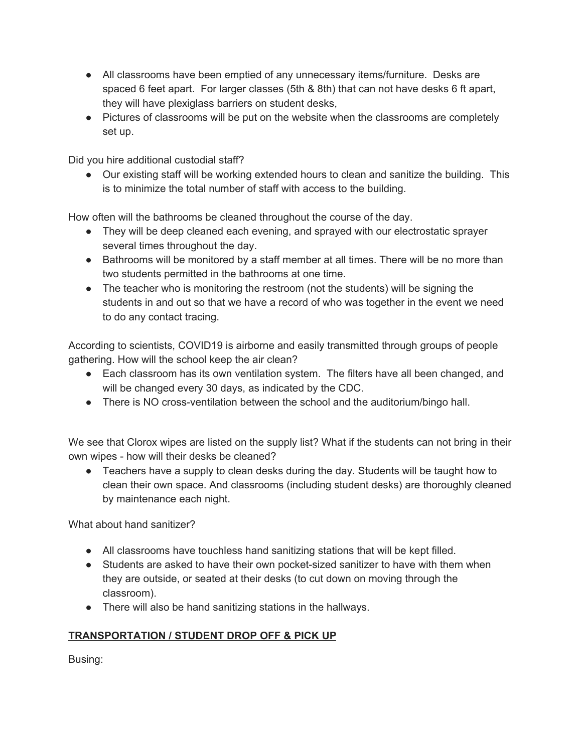- All classrooms have been emptied of any unnecessary items/furniture. Desks are spaced 6 feet apart. For larger classes (5th & 8th) that can not have desks 6 ft apart, they will have plexiglass barriers on student desks,
- Pictures of classrooms will be put on the website when the classrooms are completely set up.

Did you hire additional custodial staff?

- Our existing staff will be working extended hours to clean and sanitize the building. This is to minimize the total number of staff with access to the building.

How often will the bathrooms be cleaned throughout the course of the day.

- They will be deep cleaned each evening, and sprayed with our electrostatic sprayer several times throughout the day.
- Bathrooms will be monitored by a staff member at all times. There will be no more than two students permitted in the bathrooms at one time.
- The teacher who is monitoring the restroom (not the students) will be signing the students in and out so that we have a record of who was together in the event we need to do any contact tracing.

According to scientists, COVID19 is airborne and easily transmitted through groups of people gathering. How will the school keep the air clean?

- Each classroom has its own ventilation system. The filters have all been changed, and will be changed every 30 days, as indicated by the CDC.
- There is NO cross-ventilation between the school and the auditorium/bingo hall.

We see that Clorox wipes are listed on the supply list? What if the students can not bring in their own wipes - how will their desks be cleaned?

- Teachers have a supply to clean desks during the day. Students will be taught how to clean their own space. And classrooms (including student desks) are thoroughly cleaned by maintenance each night.

What about hand sanitizer?

- All classrooms have touchless hand sanitizing stations that will be kept filled.
- Students are asked to have their own pocket-sized sanitizer to have with them when they are outside, or seated at their desks (to cut down on moving through the classroom).
- There will also be hand sanitizing stations in the hallways.

## **TRANSPORTATION / STUDENT DROP OFF & PICK UP**

Busing: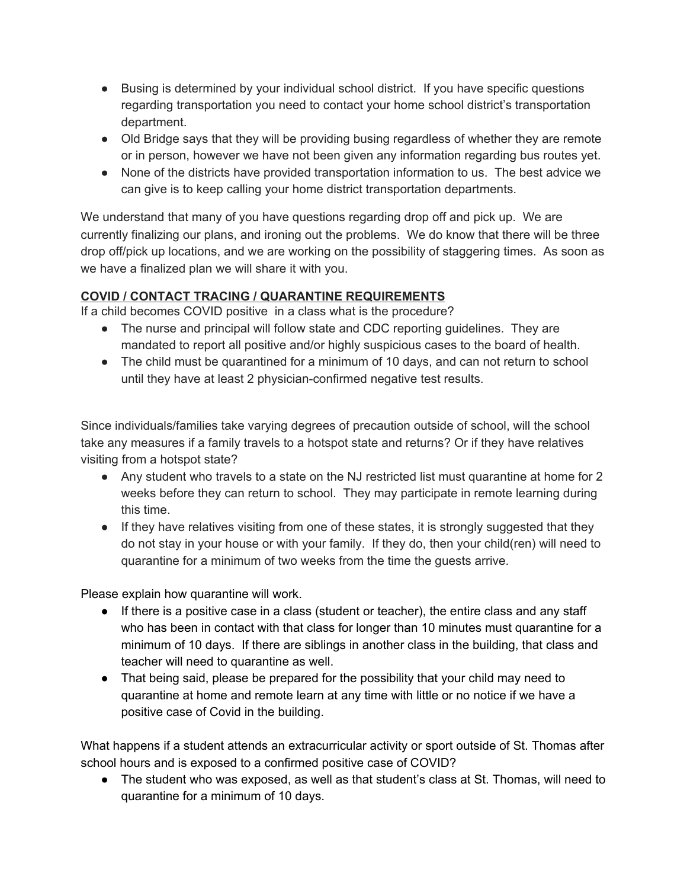- Busing is determined by your individual school district. If you have specific questions regarding transportation you need to contact your home school district's transportation department.
- Old Bridge says that they will be providing busing regardless of whether they are remote or in person, however we have not been given any information regarding bus routes yet.
- None of the districts have provided transportation information to us. The best advice we can give is to keep calling your home district transportation departments.

We understand that many of you have questions regarding drop off and pick up. We are currently finalizing our plans, and ironing out the problems. We do know that there will be three drop off/pick up locations, and we are working on the possibility of staggering times. As soon as we have a finalized plan we will share it with you.

**COVID / CONTACT TRACING / QUARANTINE REQUIREMENTS**

If a child becomes COVID positive in a class what is the procedure?

- The nurse and principal will follow state and CDC reporting guidelines. They are mandated to report all positive and/or highly suspicious cases to the board of health.
- The child must be quarantined for a minimum of 10 days, and can not return to school until they have at least 2 physician-confirmed negative test results.

Since individuals/families take varying degrees of precaution outside of school, will the school take any measures if a family travels to a hotspot state and returns? Or if they have relatives visiting from a hotspot state?

- Any student who travels to a state on the NJ restricted list must quarantine at home for 2 weeks before they can return to school. They may participate in remote learning during this time.
- If they have relatives visiting from one of these states, it is strongly suggested that they do not stay in your house or with your family. If they do, then your child(ren) will need to quarantine for a minimum of two weeks from the time the guests arrive.

Please explain how quarantine will work.

- If there is a positive case in a class (student or teacher), the entire class and any staff who has been in contact with that class for longer than 10 minutes must quarantine for a minimum of 10 days. If there are siblings in another class in the building, that class and teacher will need to quarantine as well.
- That being said, please be prepared for the possibility that your child may need to quarantine at home and remote learn at any time with little or no notice if we have a positive case of Covid in the building.

What happens if a student attends an extracurricular activity or sport outside of St. Thomas after school hours and is exposed to a confirmed positive case of COVID?

- The student who was exposed, as well as that student's class at St. Thomas, will need to quarantine for a minimum of 10 days.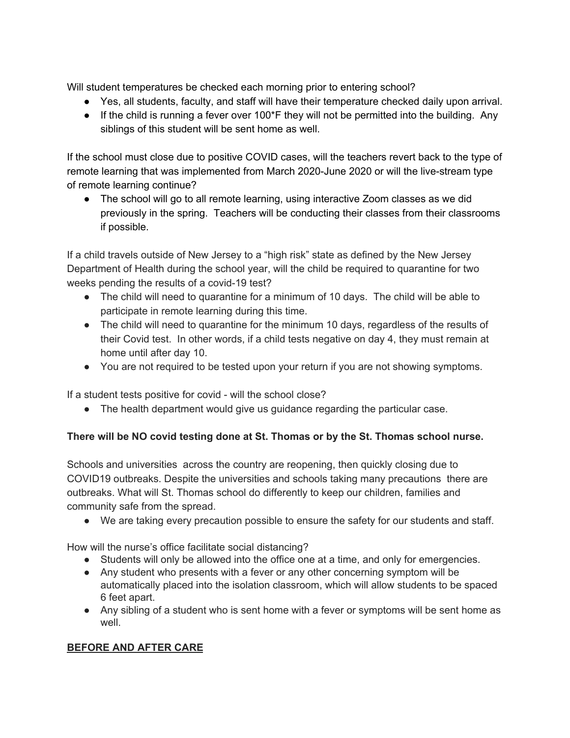Will student temperatures be checked each morning prior to entering school?

- Yes, all students, faculty, and staff will have their temperature checked daily upon arrival.
- If the child is running a fever over 100*F they will not be permitted into the building. Any siblings of this student will be sent home as well.

If the school must close due to positive COVID cases, will the teachers revert back to the type of remote learning that was implemented from March 2020-June 2020 or will the live-stream type of remote learning continue?

- The school will go to all remote learning, using interactive Zoom classes as we did previously in the spring. Teachers will be conducting their classes from their classrooms if possible.

If a child travels outside of New Jersey to a "high risk" state as defined by the New Jersey Department of Health during the school year, will the child be required to quarantine for two weeks pending the results of a covid-19 test?

- The child will need to quarantine for a minimum of 10 days. The child will be able to participate in remote learning during this time.
- The child will need to quarantine for the minimum 10 days, regardless of the results of their Covid test. In other words, if a child tests negative on day 4, they must remain at home until after day 10.
- You are not required to be tested upon your return if you are not showing symptoms.

If a student tests positive for covid - will the school close?

- The health department would give us guidance regarding the particular case.

**There will be NO covid testing done at St. Thomas or by the St. Thomas school nurse.**

Schools and universities across the country are reopening, then quickly closing due to COVID19 outbreaks. Despite the universities and schools taking many precautions there are outbreaks. What will St. Thomas school do differently to keep our children, families and community safe from the spread.

- We are taking every precaution possible to ensure the safety for our students and staff.

How will the nurse's office facilitate social distancing?

- Students will only be allowed into the office one at a time, and only for emergencies.
- Any student who presents with a fever or any other concerning symptom will be automatically placed into the isolation classroom, which will allow students to be spaced 6 feet apart.
- Any sibling of a student who is sent home with a fever or symptoms will be sent home as well.

## **BEFORE AND AFTER CARE**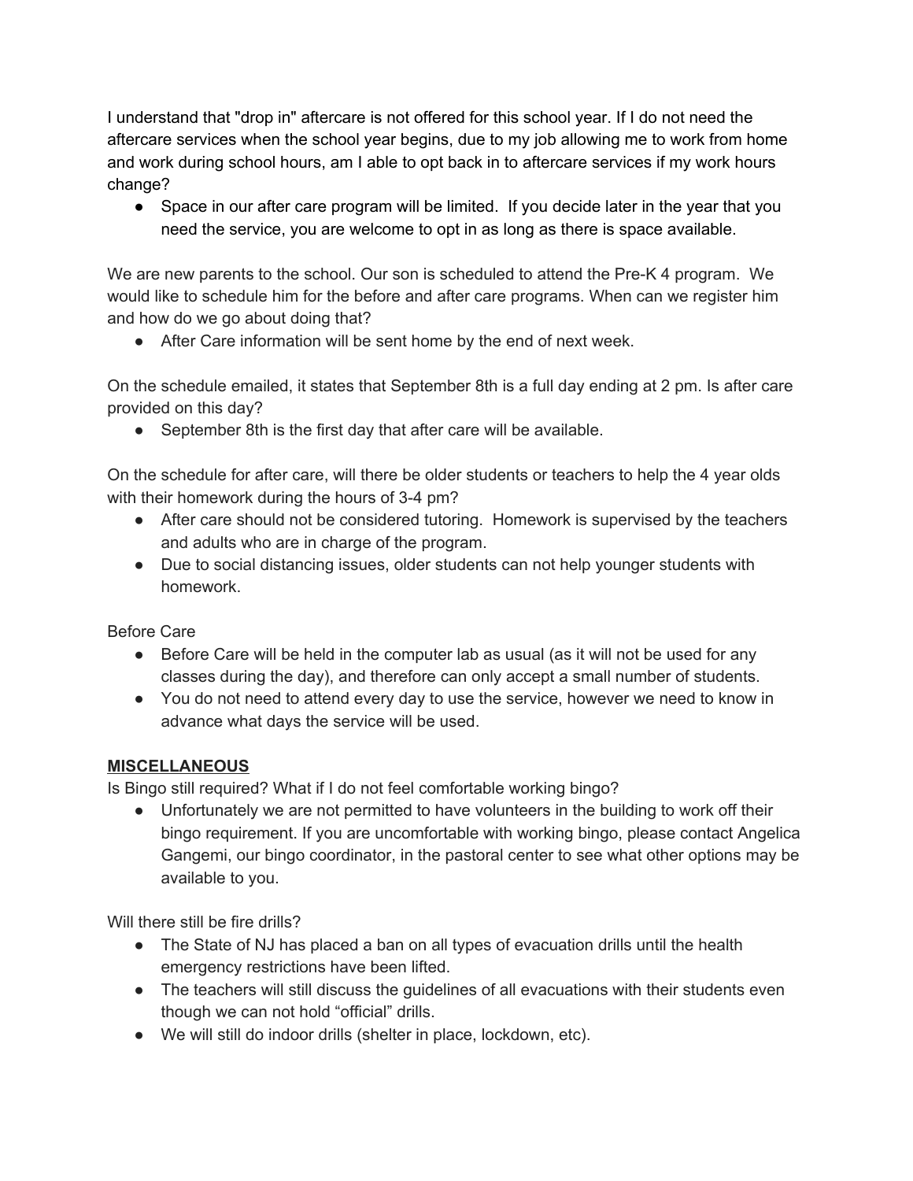I understand that "drop in" aftercare is not offered for this school year. If I do not need the aftercare services when the school year begins, due to my job allowing me to work from home and work during school hours, am I able to opt back in to aftercare services if my work hours change?

- Space in our after care program will be limited. If you decide later in the year that you need the service, you are welcome to opt in as long as there is space available.

We are new parents to the school. Our son is scheduled to attend the Pre-K 4 program. We would like to schedule him for the before and after care programs. When can we register him and how do we go about doing that?

- After Care information will be sent home by the end of next week.

On the schedule emailed, it states that September 8th is a full day ending at 2 pm. Is after care provided on this day?

- September 8th is the first day that after care will be available.

On the schedule for after care, will there be older students or teachers to help the 4 year olds with their homework during the hours of 3-4 pm?

- After care should not be considered tutoring. Homework is supervised by the teachers and adults who are in charge of the program.
- Due to social distancing issues, older students can not help younger students with homework.

Before Care

- Before Care will be held in the computer lab as usual (as it will not be used for any classes during the day), and therefore can only accept a small number of students.
- You do not need to attend every day to use the service, however we need to know in advance what days the service will be used.

## MISCELLANEOUS

Is Bingo still required? What if I do not feel comfortable working bingo?

- Unfortunately we are not permitted to have volunteers in the building to work off their bingo requirement. If you are uncomfortable with working bingo, please contact Angelica Gangemi, our bingo coordinator, in the pastoral center to see what other options may be available to you.

Will there still be fire drills?

- The State of NJ has placed a ban on all types of evacuation drills until the health emergency restrictions have been lifted.
- The teachers will still discuss the guidelines of all evacuations with their students even though we can not hold "official" drills.
- We will still do indoor drills (shelter in place, lockdown, etc).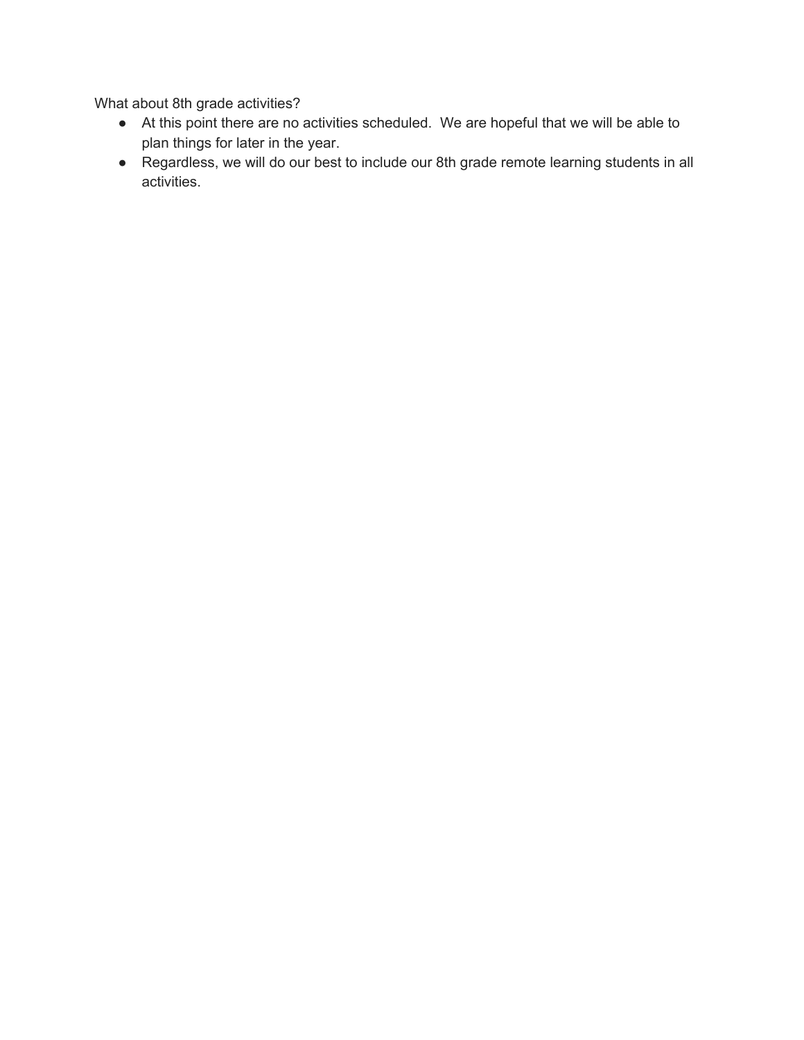What about 8th grade activities?

- At this point there are no activities scheduled.  We are hopeful that we will be able to plan things for later in the year.
- Regardless, we will do our best to include our 8th grade remote learning students in all activities.